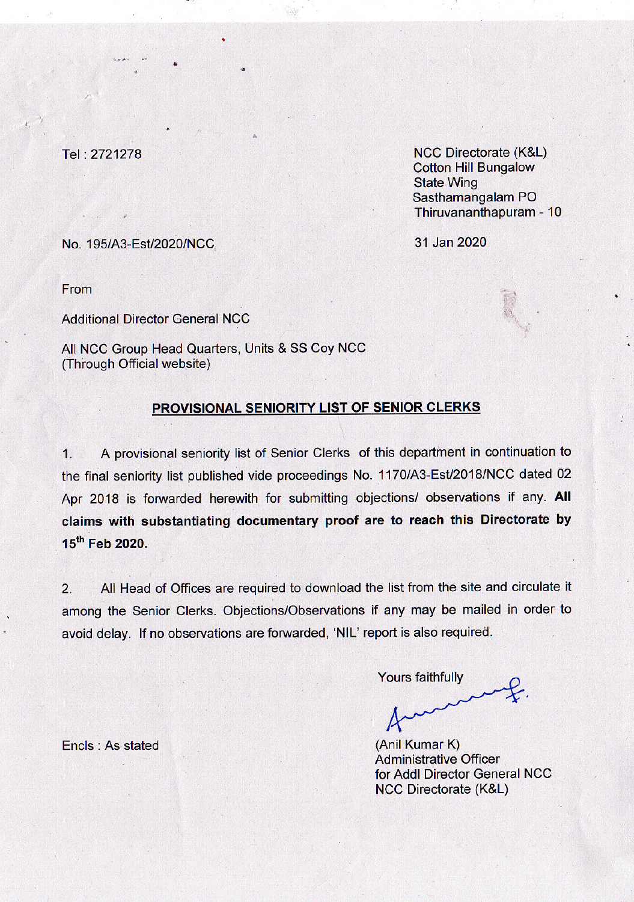Tel : 2721278

NCC Directorate (K&L)
Cotton Hill Bungalow
State Wing
Sasthamangalam PO
Thiruvananthapuram - 10

No. 195/A3-Est/2020/NCC

31 Jan 2020

From

Additional Director General NCC

All NCC Group Head Quarters, Units & SS Coy NCC
(Through Official website)

## PROVISIONAL SENIORITY LIST OF SENIOR CLERKS

1. A provisional seniority list of Senior Clerks of this department in continuation to the final seniority list published vide proceedings No. 1170/A3-Est/2018/NCC dated 02 Apr 2018 is forwarded herewith for submitting objections/ observations if any. **All claims with substantiating documentary proof are to reach this Directorate by 15th Feb 2020.**

2. All Head of Offices are required to download the list from the site and circulate it among the Senior Clerks. Objections/Observations if any may be mailed in order to avoid delay. If no observations are forwarded, 'NIL' report is also required.

Yours faithfully

(Anil Kumar K)
Administrative Officer
for Addl Director General NCC
NCC Directorate (K&L)

Encls : As stated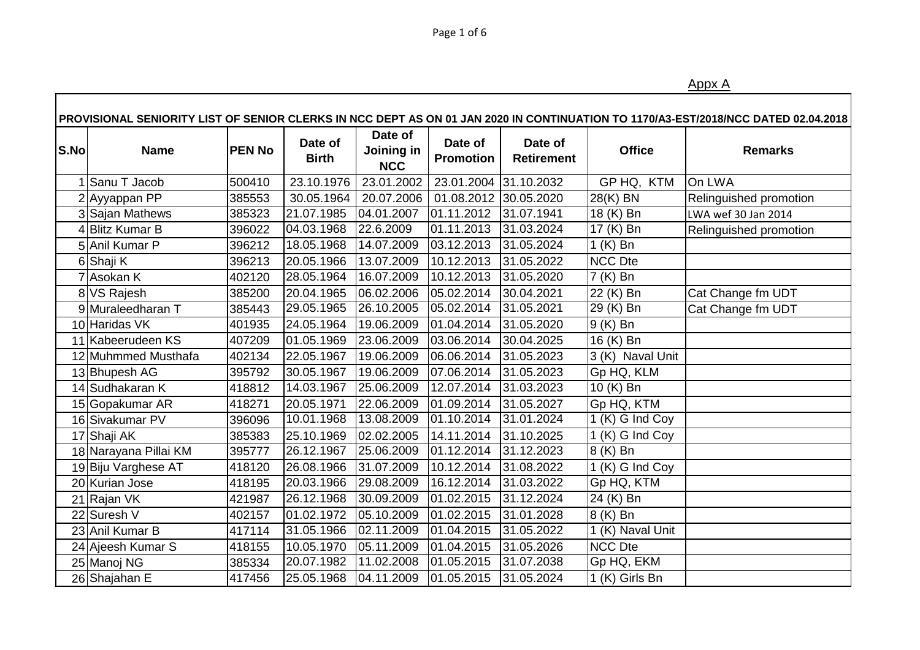Appx A

| PROVISIONAL SENIORITY LIST OF SENIOR CLERKS IN NCC DEPT AS ON 01 JAN 2020 IN CONTINUATION TO 1170/A3-EST/2018/NCC DATED 02.04.2018 | | | | | | | | |
|---|---|---|---|---|---|---|---|---|
| S.No | Name | PEN No | Date of Birth | Date of Joining in NCC | Date of Promotion | Date of Retirement | Office | Remarks |
| 1 | Sanu T Jacob | 500410 | 23.10.1976 | 23.01.2002 | 23.01.2004 | 31.10.2032 | GP HQ, KTM | On LWA |
| 2 | Ayyappan PP | 385553 | 30.05.1964 | 20.07.2006 | 01.08.2012 | 30.05.2020 | 28(K) BN | Relinguished promotion |
| 3 | Sajan Mathews | 385323 | 21.07.1985 | 04.01.2007 | 01.11.2012 | 31.07.1941 | 18 (K) Bn | LWA wef 30 Jan 2014 |
| 4 | Blitz Kumar B | 396022 | 04.03.1968 | 22.6.2009 | 01.11.2013 | 31.03.2024 | 17 (K) Bn | Relinguished promotion |
| 5 | Anil Kumar P | 396212 | 18.05.1968 | 14.07.2009 | 03.12.2013 | 31.05.2024 | 1 (K) Bn | |
| 6 | Shaji K | 396213 | 20.05.1966 | 13.07.2009 | 10.12.2013 | 31.05.2022 | NCC Dte | |
| 7 | Asokan K | 402120 | 28.05.1964 | 16.07.2009 | 10.12.2013 | 31.05.2020 | 7 (K) Bn | |
| 8 | VS Rajesh | 385200 | 20.04.1965 | 06.02.2006 | 05.02.2014 | 30.04.2021 | 22 (K) Bn | Cat Change fm UDT |
| 9 | Muraleedharan T | 385443 | 29.05.1965 | 26.10.2005 | 05.02.2014 | 31.05.2021 | 29 (K) Bn | Cat Change fm UDT |
| 10 | Haridas VK | 401935 | 24.05.1964 | 19.06.2009 | 01.04.2014 | 31.05.2020 | 9 (K) Bn | |
| 11 | Kabeerudeen KS | 407209 | 01.05.1969 | 23.06.2009 | 03.06.2014 | 30.04.2025 | 16 (K) Bn | |
| 12 | Muhmmed Musthafa | 402134 | 22.05.1967 | 19.06.2009 | 06.06.2014 | 31.05.2023 | 3 (K) Naval Unit | |
| 13 | Bhupesh AG | 395792 | 30.05.1967 | 19.06.2009 | 07.06.2014 | 31.05.2023 | Gp HQ, KLM | |
| 14 | Sudhakaran K | 418812 | 14.03.1967 | 25.06.2009 | 12.07.2014 | 31.03.2023 | 10 (K) Bn | |
| 15 | Gopakumar AR | 418271 | 20.05.1971 | 22.06.2009 | 01.09.2014 | 31.05.2027 | Gp HQ, KTM | |
| 16 | Sivakumar PV | 396096 | 10.01.1968 | 13.08.2009 | 01.10.2014 | 31.01.2024 | 1 (K) G Ind Coy | |
| 17 | Shaji AK | 385383 | 25.10.1969 | 02.02.2005 | 14.11.2014 | 31.10.2025 | 1 (K) G Ind Coy | |
| 18 | Narayana Pillai KM | 395777 | 26.12.1967 | 25.06.2009 | 01.12.2014 | 31.12.2023 | 8 (K) Bn | |
| 19 | Biju Varghese AT | 418120 | 26.08.1966 | 31.07.2009 | 10.12.2014 | 31.08.2022 | 1 (K) G Ind Coy | |
| 20 | Kurian Jose | 418195 | 20.03.1966 | 29.08.2009 | 16.12.2014 | 31.03.2022 | Gp HQ, KTM | |
| 21 | Rajan VK | 421987 | 26.12.1968 | 30.09.2009 | 01.02.2015 | 31.12.2024 | 24 (K) Bn | |
| 22 | Suresh V | 402157 | 01.02.1972 | 05.10.2009 | 01.02.2015 | 31.01.2028 | 8 (K) Bn | |
| 23 | Anil Kumar B | 417114 | 31.05.1966 | 02.11.2009 | 01.04.2015 | 31.05.2022 | 1 (K) Naval Unit | |
| 24 | Ajeesh Kumar S | 418155 | 10.05.1970 | 05.11.2009 | 01.04.2015 | 31.05.2026 | NCC Dte | |
| 25 | Manoj NG | 385334 | 20.07.1982 | 11.02.2008 | 01.05.2015 | 31.07.2038 | Gp HQ, EKM | |
| 26 | Shajahan E | 417456 | 25.05.1968 | 04.11.2009 | 01.05.2015 | 31.05.2024 | 1 (K) Girls Bn | |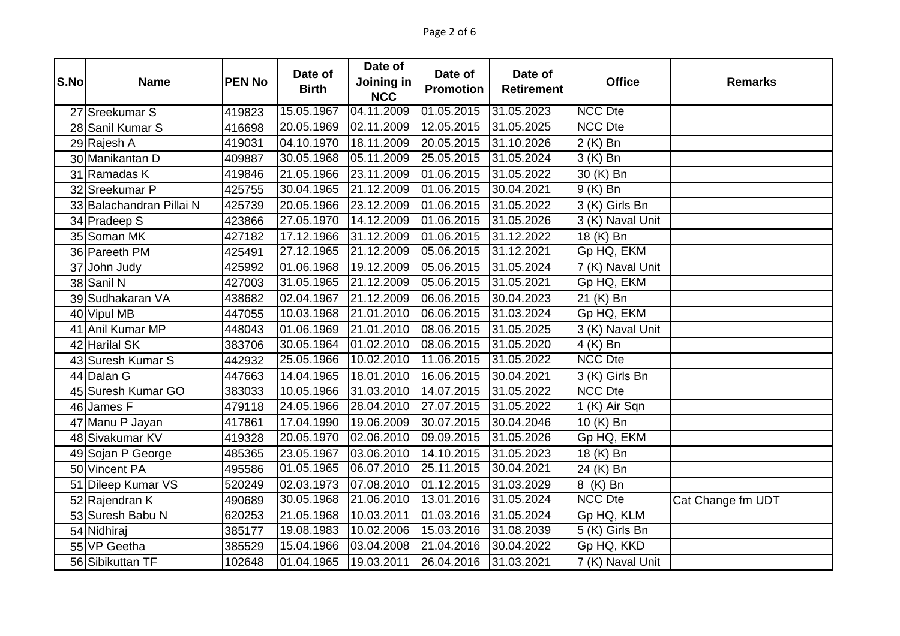| S.No | Name | PEN No | Date of Birth | Date of Joining in NCC | Date of Promotion | Date of Retirement | Office | Remarks |
|---|---|---|---|---|---|---|---|---|
| 27 | Sreekumar S | 419823 | 15.05.1967 | 04.11.2009 | 01.05.2015 | 31.05.2023 | NCC Dte | |
| 28 | Sanil Kumar S | 416698 | 20.05.1969 | 02.11.2009 | 12.05.2015 | 31.05.2025 | NCC Dte | |
| 29 | Rajesh A | 419031 | 04.10.1970 | 18.11.2009 | 20.05.2015 | 31.10.2026 | 2 (K) Bn | |
| 30 | Manikantan D | 409887 | 30.05.1968 | 05.11.2009 | 25.05.2015 | 31.05.2024 | 3 (K) Bn | |
| 31 | Ramadas K | 419846 | 21.05.1966 | 23.11.2009 | 01.06.2015 | 31.05.2022 | 30 (K) Bn | |
| 32 | Sreekumar P | 425755 | 30.04.1965 | 21.12.2009 | 01.06.2015 | 30.04.2021 | 9 (K) Bn | |
| 33 | Balachandran Pillai N | 425739 | 20.05.1966 | 23.12.2009 | 01.06.2015 | 31.05.2022 | 3 (K) Girls Bn | |
| 34 | Pradeep S | 423866 | 27.05.1970 | 14.12.2009 | 01.06.2015 | 31.05.2026 | 3 (K) Naval Unit | |
| 35 | Soman MK | 427182 | 17.12.1966 | 31.12.2009 | 01.06.2015 | 31.12.2022 | 18 (K) Bn | |
| 36 | Pareeth PM | 425491 | 27.12.1965 | 21.12.2009 | 05.06.2015 | 31.12.2021 | Gp HQ, EKM | |
| 37 | John Judy | 425992 | 01.06.1968 | 19.12.2009 | 05.06.2015 | 31.05.2024 | 7 (K) Naval Unit | |
| 38 | Sanil N | 427003 | 31.05.1965 | 21.12.2009 | 05.06.2015 | 31.05.2021 | Gp HQ, EKM | |
| 39 | Sudhakaran VA | 438682 | 02.04.1967 | 21.12.2009 | 06.06.2015 | 30.04.2023 | 21 (K) Bn | |
| 40 | Vipul MB | 447055 | 10.03.1968 | 21.01.2010 | 06.06.2015 | 31.03.2024 | Gp HQ, EKM | |
| 41 | Anil Kumar MP | 448043 | 01.06.1969 | 21.01.2010 | 08.06.2015 | 31.05.2025 | 3 (K) Naval Unit | |
| 42 | Harilal SK | 383706 | 30.05.1964 | 01.02.2010 | 08.06.2015 | 31.05.2020 | 4 (K) Bn | |
| 43 | Suresh Kumar S | 442932 | 25.05.1966 | 10.02.2010 | 11.06.2015 | 31.05.2022 | NCC Dte | |
| 44 | Dalan G | 447663 | 14.04.1965 | 18.01.2010 | 16.06.2015 | 30.04.2021 | 3 (K) Girls Bn | |
| 45 | Suresh Kumar GO | 383033 | 10.05.1966 | 31.03.2010 | 14.07.2015 | 31.05.2022 | NCC Dte | |
| 46 | James F | 479118 | 24.05.1966 | 28.04.2010 | 27.07.2015 | 31.05.2022 | 1 (K) Air Sqn | |
| 47 | Manu P Jayan | 417861 | 17.04.1990 | 19.06.2009 | 30.07.2015 | 30.04.2046 | 10 (K) Bn | |
| 48 | Sivakumar KV | 419328 | 20.05.1970 | 02.06.2010 | 09.09.2015 | 31.05.2026 | Gp HQ, EKM | |
| 49 | Sojan P George | 485365 | 23.05.1967 | 03.06.2010 | 14.10.2015 | 31.05.2023 | 18 (K) Bn | |
| 50 | Vincent PA | 495586 | 01.05.1965 | 06.07.2010 | 25.11.2015 | 30.04.2021 | 24 (K) Bn | |
| 51 | Dileep Kumar VS | 520249 | 02.03.1973 | 07.08.2010 | 01.12.2015 | 31.03.2029 | 8 (K) Bn | |
| 52 | Rajendran K | 490689 | 30.05.1968 | 21.06.2010 | 13.01.2016 | 31.05.2024 | NCC Dte | Cat Change fm UDT |
| 53 | Suresh Babu N | 620253 | 21.05.1968 | 10.03.2011 | 01.03.2016 | 31.05.2024 | Gp HQ, KLM | |
| 54 | Nidhiraj | 385177 | 19.08.1983 | 10.02.2006 | 15.03.2016 | 31.08.2039 | 5 (K) Girls Bn | |
| 55 | VP Geetha | 385529 | 15.04.1966 | 03.04.2008 | 21.04.2016 | 30.04.2022 | Gp HQ, KKD | |
| 56 | Sibikuttan TF | 102648 | 01.04.1965 | 19.03.2011 | 26.04.2016 | 31.03.2021 | 7 (K) Naval Unit | |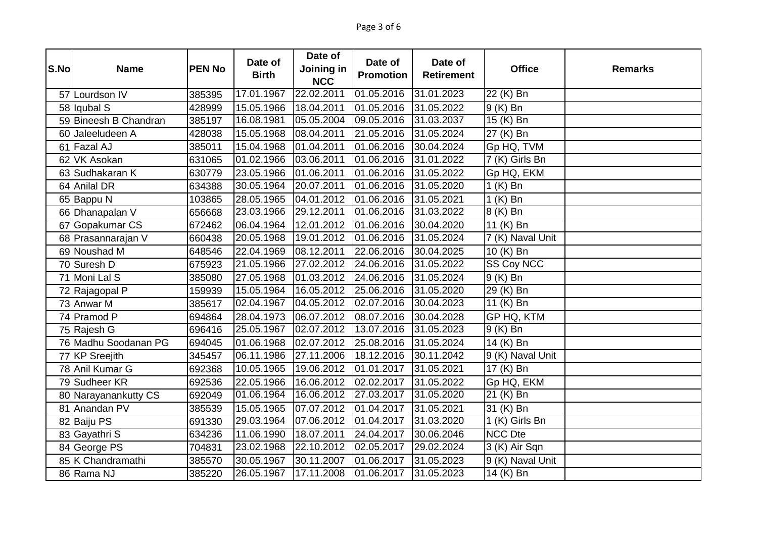| S.No | Name | PEN No | Date of Birth | Date of Joining in NCC | Date of Promotion | Date of Retirement | Office | Remarks |
|---|---|---|---|---|---|---|---|---|
| 57 | Lourdson IV | 385395 | 17.01.1967 | 22.02.2011 | 01.05.2016 | 31.01.2023 | 22 (K) Bn | |
| 58 | Iqubal S | 428999 | 15.05.1966 | 18.04.2011 | 01.05.2016 | 31.05.2022 | 9 (K) Bn | |
| 59 | Bineesh B Chandran | 385197 | 16.08.1981 | 05.05.2004 | 09.05.2016 | 31.03.2037 | 15 (K) Bn | |
| 60 | Jaleeludeen A | 428038 | 15.05.1968 | 08.04.2011 | 21.05.2016 | 31.05.2024 | 27 (K) Bn | |
| 61 | Fazal AJ | 385011 | 15.04.1968 | 01.04.2011 | 01.06.2016 | 30.04.2024 | Gp HQ, TVM | |
| 62 | VK Asokan | 631065 | 01.02.1966 | 03.06.2011 | 01.06.2016 | 31.01.2022 | 7 (K) Girls Bn | |
| 63 | Sudhakaran K | 630779 | 23.05.1966 | 01.06.2011 | 01.06.2016 | 31.05.2022 | Gp HQ, EKM | |
| 64 | Anilal DR | 634388 | 30.05.1964 | 20.07.2011 | 01.06.2016 | 31.05.2020 | 1 (K) Bn | |
| 65 | Bappu N | 103865 | 28.05.1965 | 04.01.2012 | 01.06.2016 | 31.05.2021 | 1 (K) Bn | |
| 66 | Dhanapalan V | 656668 | 23.03.1966 | 29.12.2011 | 01.06.2016 | 31.03.2022 | 8 (K) Bn | |
| 67 | Gopakumar CS | 672462 | 06.04.1964 | 12.01.2012 | 01.06.2016 | 30.04.2020 | 11 (K) Bn | |
| 68 | Prasannarajan V | 660438 | 20.05.1968 | 19.01.2012 | 01.06.2016 | 31.05.2024 | 7 (K) Naval Unit | |
| 69 | Noushad M | 648546 | 22.04.1969 | 08.12.2011 | 22.06.2016 | 30.04.2025 | 10 (K) Bn | |
| 70 | Suresh D | 675923 | 21.05.1966 | 27.02.2012 | 24.06.2016 | 31.05.2022 | SS Coy NCC | |
| 71 | Moni Lal S | 385080 | 27.05.1968 | 01.03.2012 | 24.06.2016 | 31.05.2024 | 9 (K) Bn | |
| 72 | Rajagopal P | 159939 | 15.05.1964 | 16.05.2012 | 25.06.2016 | 31.05.2020 | 29 (K) Bn | |
| 73 | Anwar M | 385617 | 02.04.1967 | 04.05.2012 | 02.07.2016 | 30.04.2023 | 11 (K) Bn | |
| 74 | Pramod P | 694864 | 28.04.1973 | 06.07.2012 | 08.07.2016 | 30.04.2028 | GP HQ, KTM | |
| 75 | Rajesh G | 696416 | 25.05.1967 | 02.07.2012 | 13.07.2016 | 31.05.2023 | 9 (K) Bn | |
| 76 | Madhu Soodanan PG | 694045 | 01.06.1968 | 02.07.2012 | 25.08.2016 | 31.05.2024 | 14 (K) Bn | |
| 77 | KP Sreejith | 345457 | 06.11.1986 | 27.11.2006 | 18.12.2016 | 30.11.2042 | 9 (K) Naval Unit | |
| 78 | Anil Kumar G | 692368 | 10.05.1965 | 19.06.2012 | 01.01.2017 | 31.05.2021 | 17 (K) Bn | |
| 79 | Sudheer KR | 692536 | 22.05.1966 | 16.06.2012 | 02.02.2017 | 31.05.2022 | Gp HQ, EKM | |
| 80 | Narayanankutty CS | 692049 | 01.06.1964 | 16.06.2012 | 27.03.2017 | 31.05.2020 | 21 (K) Bn | |
| 81 | Anandan PV | 385539 | 15.05.1965 | 07.07.2012 | 01.04.2017 | 31.05.2021 | 31 (K) Bn | |
| 82 | Baiju PS | 691330 | 29.03.1964 | 07.06.2012 | 01.04.2017 | 31.03.2020 | 1 (K) Girls Bn | |
| 83 | Gayathri S | 634236 | 11.06.1990 | 18.07.2011 | 24.04.2017 | 30.06.2046 | NCC Dte | |
| 84 | George PS | 704831 | 23.02.1968 | 22.10.2012 | 02.05.2017 | 29.02.2024 | 3 (K) Air Sqn | |
| 85 | K Chandramathi | 385570 | 30.05.1967 | 30.11.2007 | 01.06.2017 | 31.05.2023 | 9 (K) Naval Unit | |
| 86 | Rama NJ | 385220 | 26.05.1967 | 17.11.2008 | 01.06.2017 | 31.05.2023 | 14 (K) Bn | |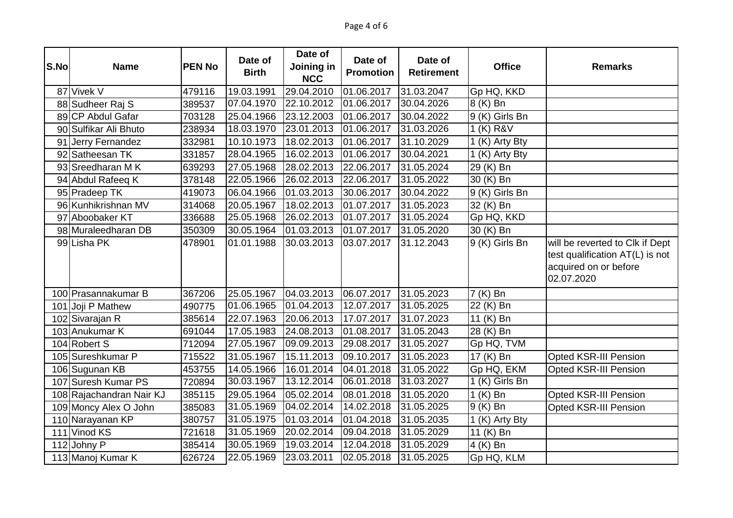| S.No | Name | PEN No | Date of Birth | Date of Joining in NCC | Date of Promotion | Date of Retirement | Office | Remarks |
|---|---|---|---|---|---|---|---|---|
| 87 | Vivek V | 479116 | 19.03.1991 | 29.04.2010 | 01.06.2017 | 31.03.2047 | Gp HQ, KKD | |
| 88 | Sudheer Raj S | 389537 | 07.04.1970 | 22.10.2012 | 01.06.2017 | 30.04.2026 | 8 (K) Bn | |
| 89 | CP Abdul Gafar | 703128 | 25.04.1966 | 23.12.2003 | 01.06.2017 | 30.04.2022 | 9 (K) Girls Bn | |
| 90 | Sulfikar Ali Bhuto | 238934 | 18.03.1970 | 23.01.2013 | 01.06.2017 | 31.03.2026 | 1 (K) R&V | |
| 91 | Jerry Fernandez | 332981 | 10.10.1973 | 18.02.2013 | 01.06.2017 | 31.10.2029 | 1 (K) Arty Bty | |
| 92 | Satheesan TK | 331857 | 28.04.1965 | 16.02.2013 | 01.06.2017 | 30.04.2021 | 1 (K) Arty Bty | |
| 93 | Sreedharan M K | 639293 | 27.05.1968 | 28.02.2013 | 22.06.2017 | 31.05.2024 | 29 (K) Bn | |
| 94 | Abdul Rafeeq K | 378148 | 22.05.1966 | 26.02.2013 | 22.06.2017 | 31.05.2022 | 30 (K) Bn | |
| 95 | Pradeep TK | 419073 | 06.04.1966 | 01.03.2013 | 30.06.2017 | 30.04.2022 | 9 (K) Girls Bn | |
| 96 | Kunhikrishnan MV | 314068 | 20.05.1967 | 18.02.2013 | 01.07.2017 | 31.05.2023 | 32 (K) Bn | |
| 97 | Aboobaker KT | 336688 | 25.05.1968 | 26.02.2013 | 01.07.2017 | 31.05.2024 | Gp HQ, KKD | |
| 98 | Muraleedharan DB | 350309 | 30.05.1964 | 01.03.2013 | 01.07.2017 | 31.05.2020 | 30 (K) Bn | |
| 99 | Lisha PK | 478901 | 01.01.1988 | 30.03.2013 | 03.07.2017 | 31.12.2043 | 9 (K) Girls Bn | will be reverted to Clk if Dept test qualification AT(L) is not acquired on or before 02.07.2020 |
| 100 | Prasannakumar B | 367206 | 25.05.1967 | 04.03.2013 | 06.07.2017 | 31.05.2023 | 7 (K) Bn | |
| 101 | Joji P Mathew | 490775 | 01.06.1965 | 01.04.2013 | 12.07.2017 | 31.05.2025 | 22 (K) Bn | |
| 102 | Sivarajan R | 385614 | 22.07.1963 | 20.06.2013 | 17.07.2017 | 31.07.2023 | 11 (K) Bn | |
| 103 | Anukumar K | 691044 | 17.05.1983 | 24.08.2013 | 01.08.2017 | 31.05.2043 | 28 (K) Bn | |
| 104 | Robert S | 712094 | 27.05.1967 | 09.09.2013 | 29.08.2017 | 31.05.2027 | Gp HQ, TVM | |
| 105 | Sureshkumar P | 715522 | 31.05.1967 | 15.11.2013 | 09.10.2017 | 31.05.2023 | 17 (K) Bn | Opted KSR-III Pension |
| 106 | Sugunan KB | 453755 | 14.05.1966 | 16.01.2014 | 04.01.2018 | 31.05.2022 | Gp HQ, EKM | Opted KSR-III Pension |
| 107 | Suresh Kumar PS | 720894 | 30.03.1967 | 13.12.2014 | 06.01.2018 | 31.03.2027 | 1 (K) Girls Bn | |
| 108 | Rajachandran Nair KJ | 385115 | 29.05.1964 | 05.02.2014 | 08.01.2018 | 31.05.2020 | 1 (K) Bn | Opted KSR-III Pension |
| 109 | Moncy Alex O John | 385083 | 31.05.1969 | 04.02.2014 | 14.02.2018 | 31.05.2025 | 9 (K) Bn | Opted KSR-III Pension |
| 110 | Narayanan KP | 380757 | 31.05.1975 | 01.03.2014 | 01.04.2018 | 31.05.2035 | 1 (K) Arty Bty | |
| 111 | Vinod KS | 721618 | 31.05.1969 | 20.02.2014 | 09.04.2018 | 31.05.2029 | 11 (K) Bn | |
| 112 | Johny P | 385414 | 30.05.1969 | 19.03.2014 | 12.04.2018 | 31.05.2029 | 4 (K) Bn | |
| 113 | Manoj Kumar K | 626724 | 22.05.1969 | 23.03.2011 | 02.05.2018 | 31.05.2025 | Gp HQ, KLM | |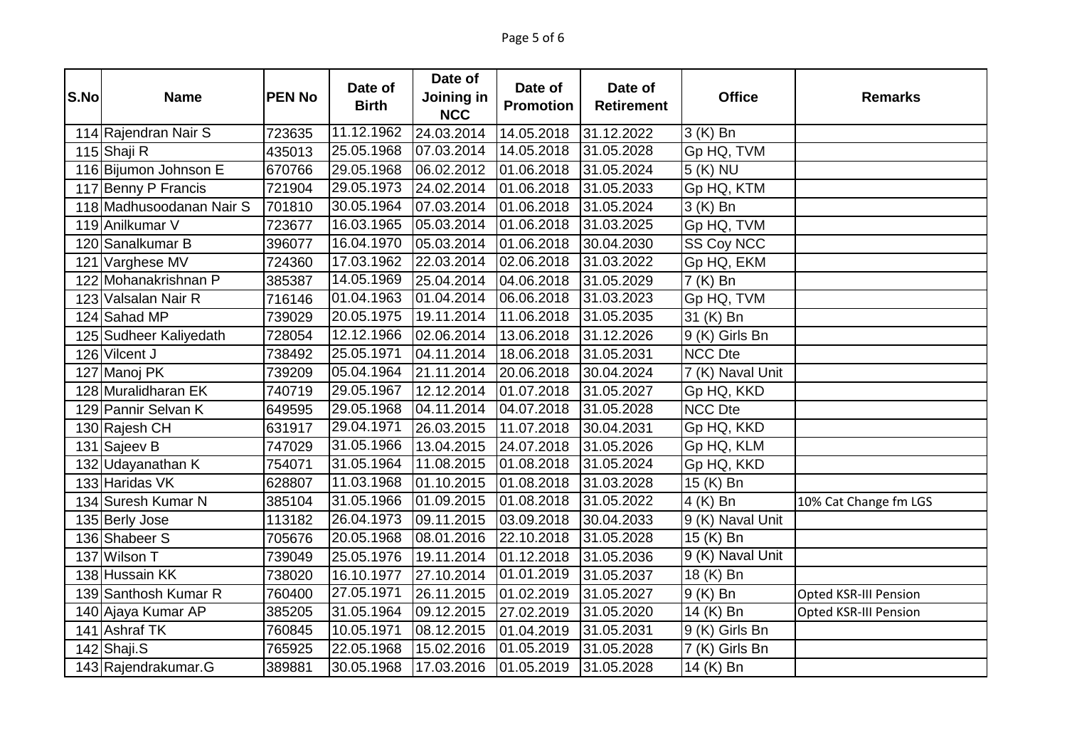| S.No | Name | PEN No | Date of Birth | Date of Joining in NCC | Date of Promotion | Date of Retirement | Office | Remarks |
|---|---|---|---|---|---|---|---|---|
| 114 | Rajendran Nair S | 723635 | 11.12.1962 | 24.03.2014 | 14.05.2018 | 31.12.2022 | 3 (K) Bn | |
| 115 | Shaji R | 435013 | 25.05.1968 | 07.03.2014 | 14.05.2018 | 31.05.2028 | Gp HQ, TVM | |
| 116 | Bijumon Johnson E | 670766 | 29.05.1968 | 06.02.2012 | 01.06.2018 | 31.05.2024 | 5 (K) NU | |
| 117 | Benny P Francis | 721904 | 29.05.1973 | 24.02.2014 | 01.06.2018 | 31.05.2033 | Gp HQ, KTM | |
| 118 | Madhusoodanan Nair S | 701810 | 30.05.1964 | 07.03.2014 | 01.06.2018 | 31.05.2024 | 3 (K) Bn | |
| 119 | Anilkumar V | 723677 | 16.03.1965 | 05.03.2014 | 01.06.2018 | 31.03.2025 | Gp HQ, TVM | |
| 120 | Sanalkumar B | 396077 | 16.04.1970 | 05.03.2014 | 01.06.2018 | 30.04.2030 | SS Coy NCC | |
| 121 | Varghese MV | 724360 | 17.03.1962 | 22.03.2014 | 02.06.2018 | 31.03.2022 | Gp HQ, EKM | |
| 122 | Mohanakrishnan P | 385387 | 14.05.1969 | 25.04.2014 | 04.06.2018 | 31.05.2029 | 7 (K) Bn | |
| 123 | Valsalan Nair R | 716146 | 01.04.1963 | 01.04.2014 | 06.06.2018 | 31.03.2023 | Gp HQ, TVM | |
| 124 | Sahad MP | 739029 | 20.05.1975 | 19.11.2014 | 11.06.2018 | 31.05.2035 | 31 (K) Bn | |
| 125 | Sudheer Kaliyedath | 728054 | 12.12.1966 | 02.06.2014 | 13.06.2018 | 31.12.2026 | 9 (K) Girls Bn | |
| 126 | Vilcent J | 738492 | 25.05.1971 | 04.11.2014 | 18.06.2018 | 31.05.2031 | NCC Dte | |
| 127 | Manoj PK | 739209 | 05.04.1964 | 21.11.2014 | 20.06.2018 | 30.04.2024 | 7 (K) Naval Unit | |
| 128 | Muralidharan EK | 740719 | 29.05.1967 | 12.12.2014 | 01.07.2018 | 31.05.2027 | Gp HQ, KKD | |
| 129 | Pannir Selvan K | 649595 | 29.05.1968 | 04.11.2014 | 04.07.2018 | 31.05.2028 | NCC Dte | |
| 130 | Rajesh CH | 631917 | 29.04.1971 | 26.03.2015 | 11.07.2018 | 30.04.2031 | Gp HQ, KKD | |
| 131 | Sajeev B | 747029 | 31.05.1966 | 13.04.2015 | 24.07.2018 | 31.05.2026 | Gp HQ, KLM | |
| 132 | Udayanathan K | 754071 | 31.05.1964 | 11.08.2015 | 01.08.2018 | 31.05.2024 | Gp HQ, KKD | |
| 133 | Haridas VK | 628807 | 11.03.1968 | 01.10.2015 | 01.08.2018 | 31.03.2028 | 15 (K) Bn | |
| 134 | Suresh Kumar N | 385104 | 31.05.1966 | 01.09.2015 | 01.08.2018 | 31.05.2022 | 4 (K) Bn | 10% Cat Change fm LGS |
| 135 | Berly Jose | 113182 | 26.04.1973 | 09.11.2015 | 03.09.2018 | 30.04.2033 | 9 (K) Naval Unit | |
| 136 | Shabeer S | 705676 | 20.05.1968 | 08.01.2016 | 22.10.2018 | 31.05.2028 | 15 (K) Bn | |
| 137 | Wilson T | 739049 | 25.05.1976 | 19.11.2014 | 01.12.2018 | 31.05.2036 | 9 (K) Naval Unit | |
| 138 | Hussain KK | 738020 | 16.10.1977 | 27.10.2014 | 01.01.2019 | 31.05.2037 | 18 (K) Bn | |
| 139 | Santhosh Kumar R | 760400 | 27.05.1971 | 26.11.2015 | 01.02.2019 | 31.05.2027 | 9 (K) Bn | Opted KSR-III Pension |
| 140 | Ajaya Kumar AP | 385205 | 31.05.1964 | 09.12.2015 | 27.02.2019 | 31.05.2020 | 14 (K) Bn | Opted KSR-III Pension |
| 141 | Ashraf TK | 760845 | 10.05.1971 | 08.12.2015 | 01.04.2019 | 31.05.2031 | 9 (K) Girls Bn | |
| 142 | Shaji.S | 765925 | 22.05.1968 | 15.02.2016 | 01.05.2019 | 31.05.2028 | 7 (K) Girls Bn | |
| 143 | Rajendrakumar.G | 389881 | 30.05.1968 | 17.03.2016 | 01.05.2019 | 31.05.2028 | 14 (K) Bn | |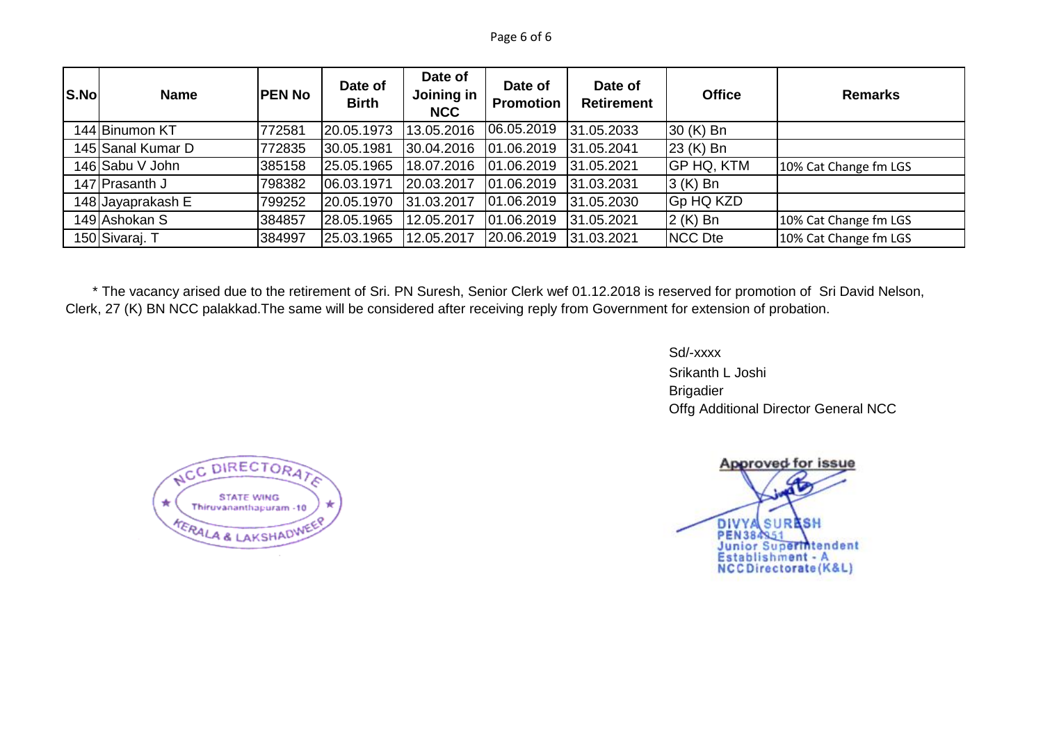| S.No | Name | PEN No | Date of Birth | Date of Joining in NCC | Date of Promotion | Date of Retirement | Office | Remarks |
|---|---|---|---|---|---|---|---|---|
| 144 | Binumon KT | 772581 | 20.05.1973 | 13.05.2016 | 06.05.2019 | 31.05.2033 | 30 (K) Bn | |
| 145 | Sanal Kumar D | 772835 | 30.05.1981 | 30.04.2016 | 01.06.2019 | 31.05.2041 | 23 (K) Bn | |
| 146 | Sabu V John | 385158 | 25.05.1965 | 18.07.2016 | 01.06.2019 | 31.05.2021 | GP HQ, KTM | 10% Cat Change fm LGS |
| 147 | Prasanth J | 798382 | 06.03.1971 | 20.03.2017 | 01.06.2019 | 31.03.2031 | 3 (K) Bn | |
| 148 | Jayaprakash E | 799252 | 20.05.1970 | 31.03.2017 | 01.06.2019 | 31.05.2030 | Gp HQ KZD | |
| 149 | Ashokan S | 384857 | 28.05.1965 | 12.05.2017 | 01.06.2019 | 31.05.2021 | 2 (K) Bn | 10% Cat Change fm LGS |
| 150 | Sivaraj. T | 384997 | 25.03.1965 | 12.05.2017 | 20.06.2019 | 31.03.2021 | NCC Dte | 10% Cat Change fm LGS |

\* The vacancy arised due to the retirement of Sri. PN Suresh, Senior Clerk wef 01.12.2018 is reserved for promotion of Sri David Nelson, Clerk, 27 (K) BN NCC palakkad.The same will be considered after receiving reply from Government for extension of probation.

Sd/-xxxx
Srikanth L Joshi
Brigadier
Offg Additional Director General NCC

NCC DIRECTORATE
STATE WING
Thiruvananthapuram -10
KERALA & LAKSHADWEEP

Approved for issue

DIVYA SURESH
PEN384951
Junior Superintendent
Establishment - A
NCC Directorate(K&L)